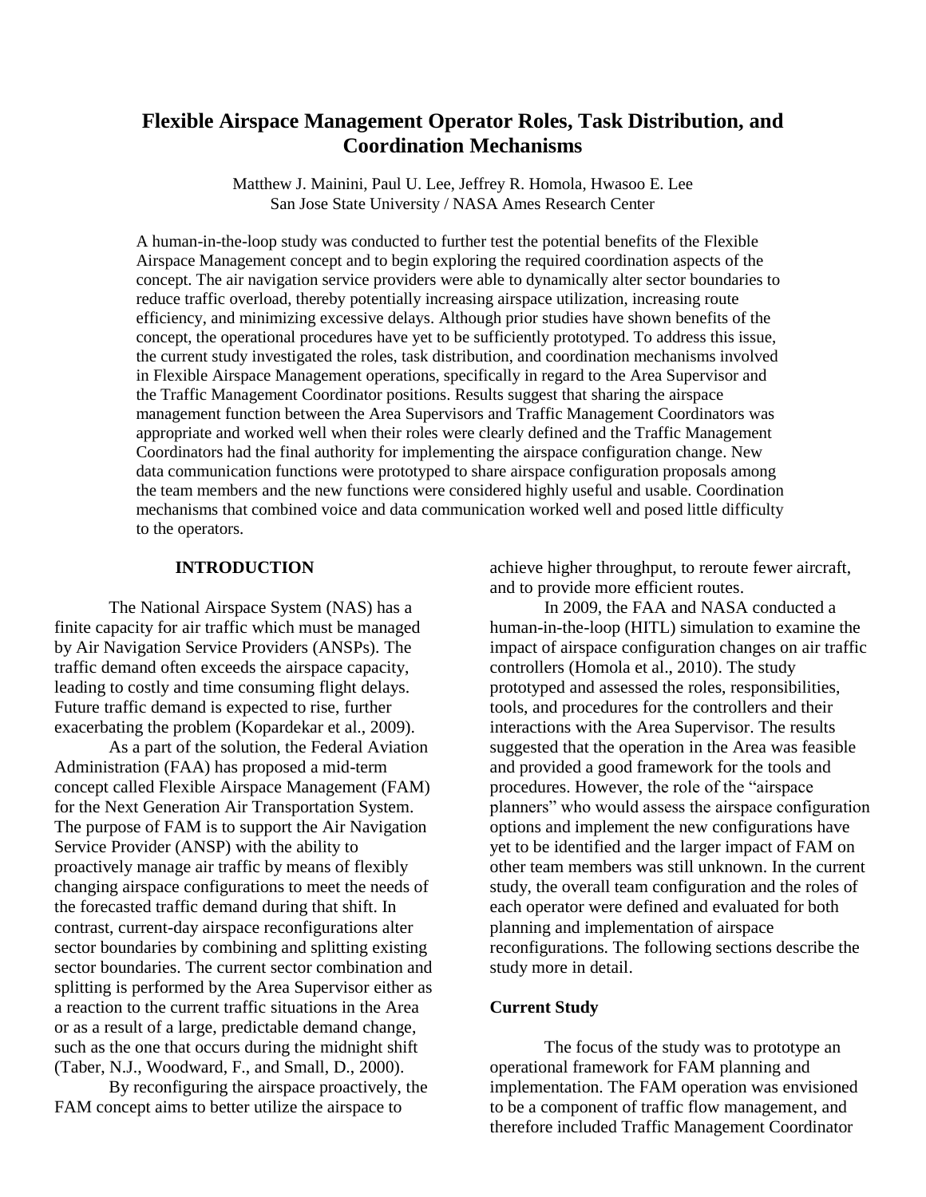# Flexible Airspace Management Operator Roles, Task Distribution, and Coordination Mechanisms

Matthew J. Mainini, Paul U. Lee, Jeffrey R. Homola, Hwasoo E. Lee
San Jose State University / NASA Ames Research Center

A human-in-the-loop study was conducted to further test the potential benefits of the Flexible Airspace Management concept and to begin exploring the required coordination aspects of the concept. The air navigation service providers were able to dynamically alter sector boundaries to reduce traffic overload, thereby potentially increasing airspace utilization, increasing route efficiency, and minimizing excessive delays. Although prior studies have shown benefits of the concept, the operational procedures have yet to be sufficiently prototyped. To address this issue, the current study investigated the roles, task distribution, and coordination mechanisms involved in Flexible Airspace Management operations, specifically in regard to the Area Supervisor and the Traffic Management Coordinator positions. Results suggest that sharing the airspace management function between the Area Supervisors and Traffic Management Coordinators was appropriate and worked well when their roles were clearly defined and the Traffic Management Coordinators had the final authority for implementing the airspace configuration change. New data communication functions were prototyped to share airspace configuration proposals among the team members and the new functions were considered highly useful and usable. Coordination mechanisms that combined voice and data communication worked well and posed little difficulty to the operators.

## INTRODUCTION

The National Airspace System (NAS) has a finite capacity for air traffic which must be managed by Air Navigation Service Providers (ANSPs). The traffic demand often exceeds the airspace capacity, leading to costly and time consuming flight delays. Future traffic demand is expected to rise, further exacerbating the problem (Kopardekar et al., 2009).

As a part of the solution, the Federal Aviation Administration (FAA) has proposed a mid-term concept called Flexible Airspace Management (FAM) for the Next Generation Air Transportation System. The purpose of FAM is to support the Air Navigation Service Provider (ANSP) with the ability to proactively manage air traffic by means of flexibly changing airspace configurations to meet the needs of the forecasted traffic demand during that shift. In contrast, current-day airspace reconfigurations alter sector boundaries by combining and splitting existing sector boundaries. The current sector combination and splitting is performed by the Area Supervisor either as a reaction to the current traffic situations in the Area or as a result of a large, predictable demand change, such as the one that occurs during the midnight shift (Taber, N.J., Woodward, F., and Small, D., 2000).

By reconfiguring the airspace proactively, the FAM concept aims to better utilize the airspace to achieve higher throughput, to reroute fewer aircraft, and to provide more efficient routes.

In 2009, the FAA and NASA conducted a human-in-the-loop (HITL) simulation to examine the impact of airspace configuration changes on air traffic controllers (Homola et al., 2010). The study prototyped and assessed the roles, responsibilities, tools, and procedures for the controllers and their interactions with the Area Supervisor. The results suggested that the operation in the Area was feasible and provided a good framework for the tools and procedures. However, the role of the "airspace planners" who would assess the airspace configuration options and implement the new configurations have yet to be identified and the larger impact of FAM on other team members was still unknown. In the current study, the overall team configuration and the roles of each operator were defined and evaluated for both planning and implementation of airspace reconfigurations. The following sections describe the study more in detail.

### Current Study

The focus of the study was to prototype an operational framework for FAM planning and implementation. The FAM operation was envisioned to be a component of traffic flow management, and therefore included Traffic Management Coordinator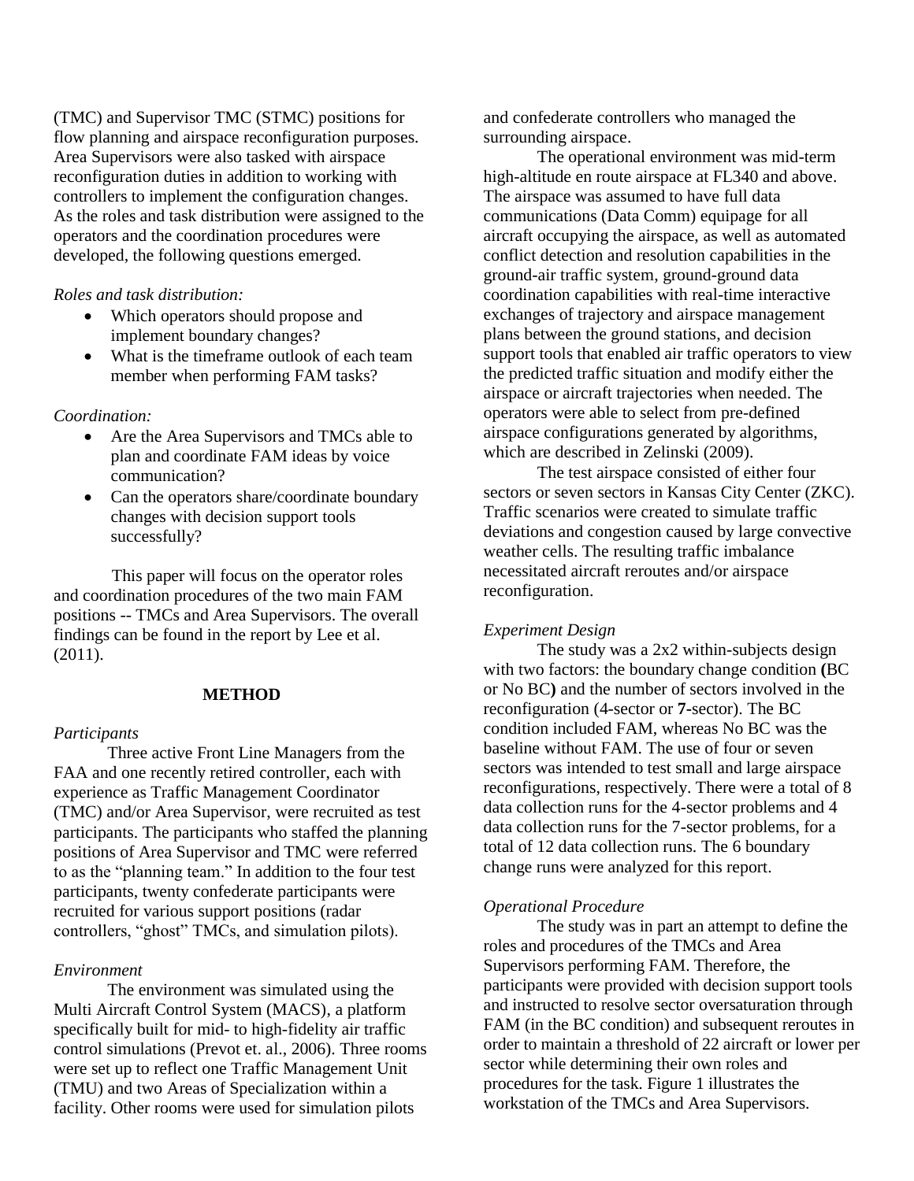(TMC) and Supervisor TMC (STMC) positions for flow planning and airspace reconfiguration purposes. Area Supervisors were also tasked with airspace reconfiguration duties in addition to working with controllers to implement the configuration changes. As the roles and task distribution were assigned to the operators and the coordination procedures were developed, the following questions emerged.

*Roles and task distribution:*

- Which operators should propose and implement boundary changes?
- What is the timeframe outlook of each team member when performing FAM tasks?

*Coordination:*

- Are the Area Supervisors and TMCs able to plan and coordinate FAM ideas by voice communication?
- Can the operators share/coordinate boundary changes with decision support tools successfully?

This paper will focus on the operator roles and coordination procedures of the two main FAM positions -- TMCs and Area Supervisors. The overall findings can be found in the report by Lee et al. (2011).

## METHOD

*Participants*

Three active Front Line Managers from the FAA and one recently retired controller, each with experience as Traffic Management Coordinator (TMC) and/or Area Supervisor, were recruited as test participants. The participants who staffed the planning positions of Area Supervisor and TMC were referred to as the "planning team." In addition to the four test participants, twenty confederate participants were recruited for various support positions (radar controllers, "ghost" TMCs, and simulation pilots).

*Environment*

The environment was simulated using the Multi Aircraft Control System (MACS), a platform specifically built for mid- to high-fidelity air traffic control simulations (Prevot et. al., 2006). Three rooms were set up to reflect one Traffic Management Unit (TMU) and two Areas of Specialization within a facility. Other rooms were used for simulation pilots and confederate controllers who managed the surrounding airspace.

The operational environment was mid-term high-altitude en route airspace at FL340 and above. The airspace was assumed to have full data communications (Data Comm) equipage for all aircraft occupying the airspace, as well as automated conflict detection and resolution capabilities in the ground-air traffic system, ground-ground data coordination capabilities with real-time interactive exchanges of trajectory and airspace management plans between the ground stations, and decision support tools that enabled air traffic operators to view the predicted traffic situation and modify either the airspace or aircraft trajectories when needed. The operators were able to select from pre-defined airspace configurations generated by algorithms, which are described in Zelinski (2009).

The test airspace consisted of either four sectors or seven sectors in Kansas City Center (ZKC). Traffic scenarios were created to simulate traffic deviations and congestion caused by large convective weather cells. The resulting traffic imbalance necessitated aircraft reroutes and/or airspace reconfiguration.

*Experiment Design*

The study was a 2x2 within-subjects design with two factors: the boundary change condition **(**BC or No BC**)** and the number of sectors involved in the reconfiguration (4-sector or **7**-sector). The BC condition included FAM, whereas No BC was the baseline without FAM. The use of four or seven sectors was intended to test small and large airspace reconfigurations, respectively. There were a total of 8 data collection runs for the 4-sector problems and 4 data collection runs for the 7-sector problems, for a total of 12 data collection runs. The 6 boundary change runs were analyzed for this report.

*Operational Procedure*

The study was in part an attempt to define the roles and procedures of the TMCs and Area Supervisors performing FAM. Therefore, the participants were provided with decision support tools and instructed to resolve sector oversaturation through FAM (in the BC condition) and subsequent reroutes in order to maintain a threshold of 22 aircraft or lower per sector while determining their own roles and procedures for the task. Figure 1 illustrates the workstation of the TMCs and Area Supervisors.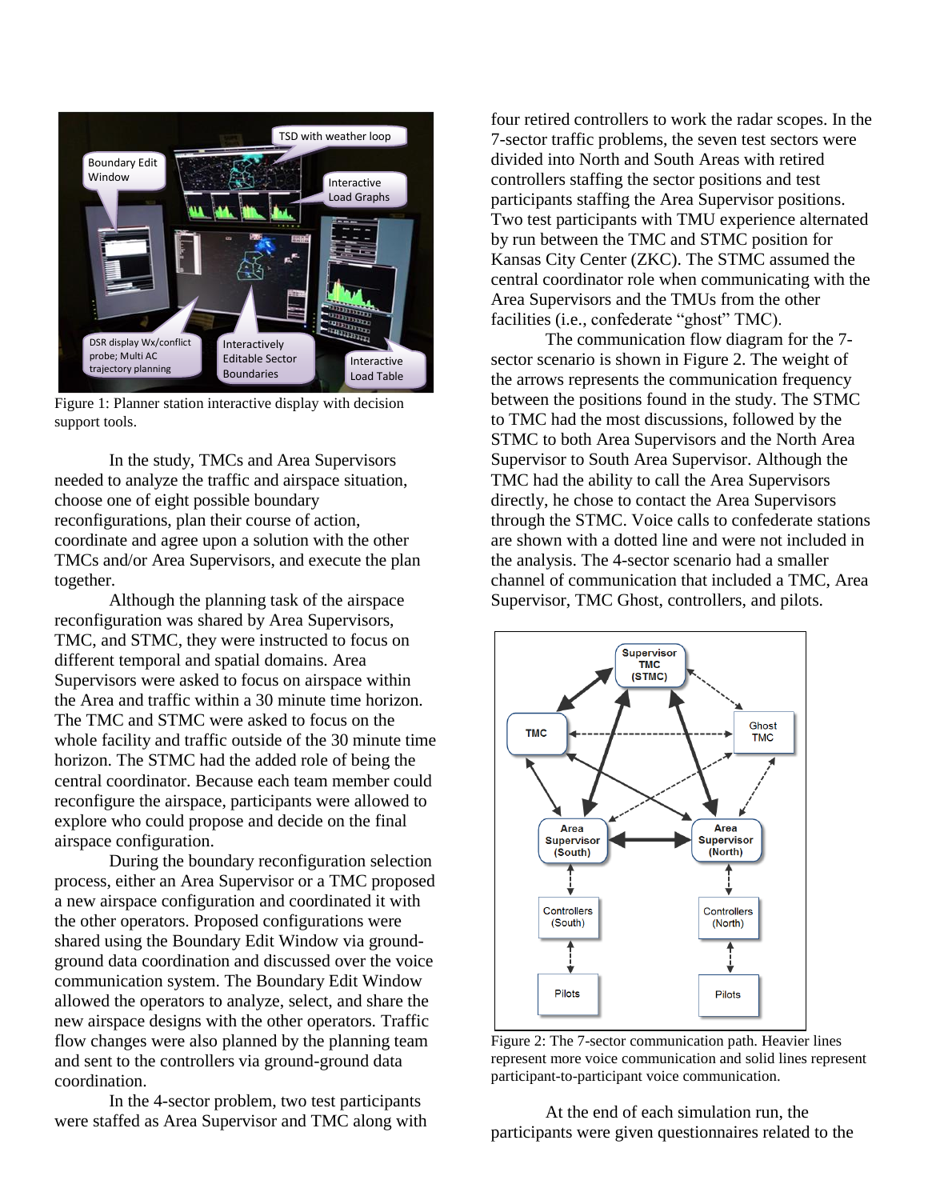Figure 1: Planner station interactive display with decision support tools.

In the study, TMCs and Area Supervisors needed to analyze the traffic and airspace situation, choose one of eight possible boundary reconfigurations, plan their course of action, coordinate and agree upon a solution with the other TMCs and/or Area Supervisors, and execute the plan together.

Although the planning task of the airspace reconfiguration was shared by Area Supervisors, TMC, and STMC, they were instructed to focus on different temporal and spatial domains. Area Supervisors were asked to focus on airspace within the Area and traffic within a 30 minute time horizon. The TMC and STMC were asked to focus on the whole facility and traffic outside of the 30 minute time horizon. The STMC had the added role of being the central coordinator. Because each team member could reconfigure the airspace, participants were allowed to explore who could propose and decide on the final airspace configuration.

During the boundary reconfiguration selection process, either an Area Supervisor or a TMC proposed a new airspace configuration and coordinated it with the other operators. Proposed configurations were shared using the Boundary Edit Window via ground-ground data coordination and discussed over the voice communication system. The Boundary Edit Window allowed the operators to analyze, select, and share the new airspace designs with the other operators. Traffic flow changes were also planned by the planning team and sent to the controllers via ground-ground data coordination.

In the 4-sector problem, two test participants were staffed as Area Supervisor and TMC along with four retired controllers to work the radar scopes. In the 7-sector traffic problems, the seven test sectors were divided into North and South Areas with retired controllers staffing the sector positions and test participants staffing the Area Supervisor positions. Two test participants with TMU experience alternated by run between the TMC and STMC position for Kansas City Center (ZKC). The STMC assumed the central coordinator role when communicating with the Area Supervisors and the TMUs from the other facilities (i.e., confederate "ghost" TMC).

The communication flow diagram for the 7-sector scenario is shown in Figure 2. The weight of the arrows represents the communication frequency between the positions found in the study. The STMC to TMC had the most discussions, followed by the STMC to both Area Supervisors and the North Area Supervisor to South Area Supervisor. Although the TMC had the ability to call the Area Supervisors directly, he chose to contact the Area Supervisors through the STMC. Voice calls to confederate stations are shown with a dotted line and were not included in the analysis. The 4-sector scenario had a smaller channel of communication that included a TMC, Area Supervisor, TMC Ghost, controllers, and pilots.

Figure 2: The 7-sector communication path. Heavier lines represent more voice communication and solid lines represent participant-to-participant voice communication.

At the end of each simulation run, the participants were given questionnaires related to the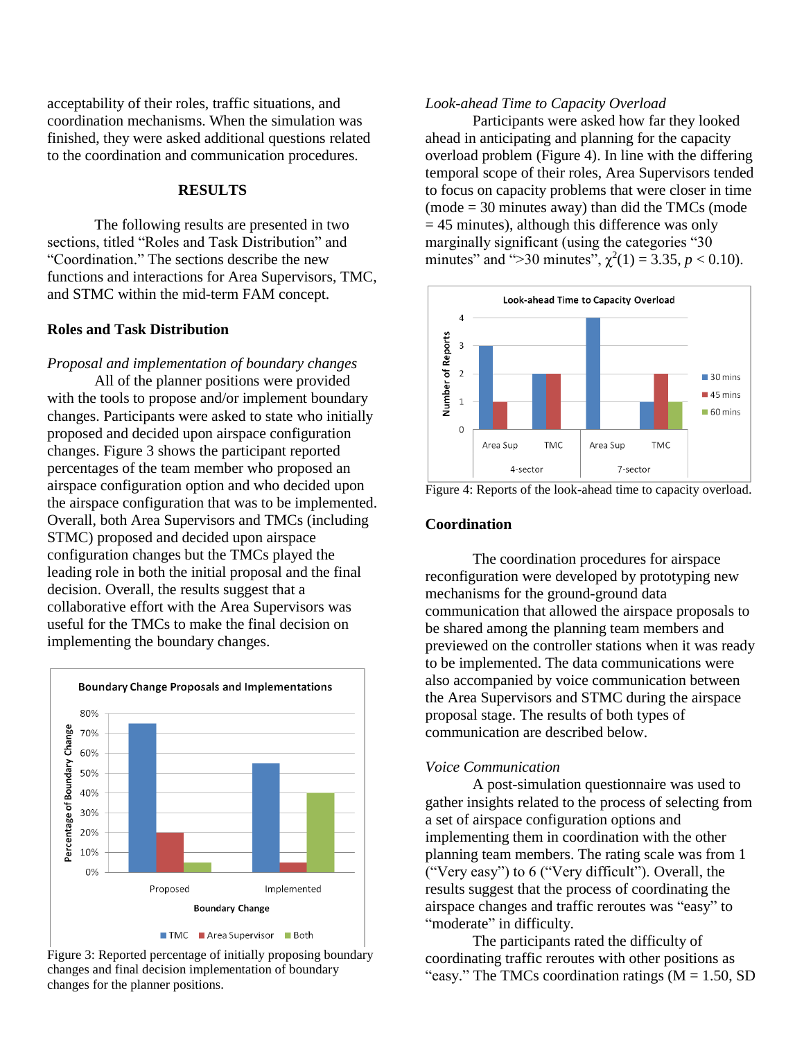acceptability of their roles, traffic situations, and coordination mechanisms. When the simulation was finished, they were asked additional questions related to the coordination and communication procedures.

## RESULTS

The following results are presented in two sections, titled "Roles and Task Distribution" and "Coordination." The sections describe the new functions and interactions for Area Supervisors, TMC, and STMC within the mid-term FAM concept.

### Roles and Task Distribution

*Proposal and implementation of boundary changes*

All of the planner positions were provided with the tools to propose and/or implement boundary changes. Participants were asked to state who initially proposed and decided upon airspace configuration changes. Figure 3 shows the participant reported percentages of the team member who proposed an airspace configuration option and who decided upon the airspace configuration that was to be implemented. Overall, both Area Supervisors and TMCs (including STMC) proposed and decided upon airspace configuration changes but the TMCs played the leading role in both the initial proposal and the final decision. Overall, the results suggest that a collaborative effort with the Area Supervisors was useful for the TMCs to make the final decision on implementing the boundary changes.

Figure 3: Reported percentage of initially proposing boundary changes and final decision implementation of boundary changes for the planner positions.

*Look-ahead Time to Capacity Overload*

Participants were asked how far they looked ahead in anticipating and planning for the capacity overload problem (Figure 4). In line with the differing temporal scope of their roles, Area Supervisors tended to focus on capacity problems that were closer in time (mode = 30 minutes away) than did the TMCs (mode = 45 minutes), although this difference was only marginally significant (using the categories "30 minutes" and ">30 minutes", $\chi^2(1) = 3.35$, $p < 0.10$).

Figure 4: Reports of the look-ahead time to capacity overload.

### Coordination

The coordination procedures for airspace reconfiguration were developed by prototyping new mechanisms for the ground-ground data communication that allowed the airspace proposals to be shared among the planning team members and previewed on the controller stations when it was ready to be implemented. The data communications were also accompanied by voice communication between the Area Supervisors and STMC during the airspace proposal stage. The results of both types of communication are described below.

*Voice Communication*

A post-simulation questionnaire was used to gather insights related to the process of selecting from a set of airspace configuration options and implementing them in coordination with the other planning team members. The rating scale was from 1 ("Very easy") to 6 ("Very difficult"). Overall, the results suggest that the process of coordinating the airspace changes and traffic reroutes was "easy" to "moderate" in difficulty.

The participants rated the difficulty of coordinating traffic reroutes with other positions as "easy." The TMCs coordination ratings (M = 1.50, SD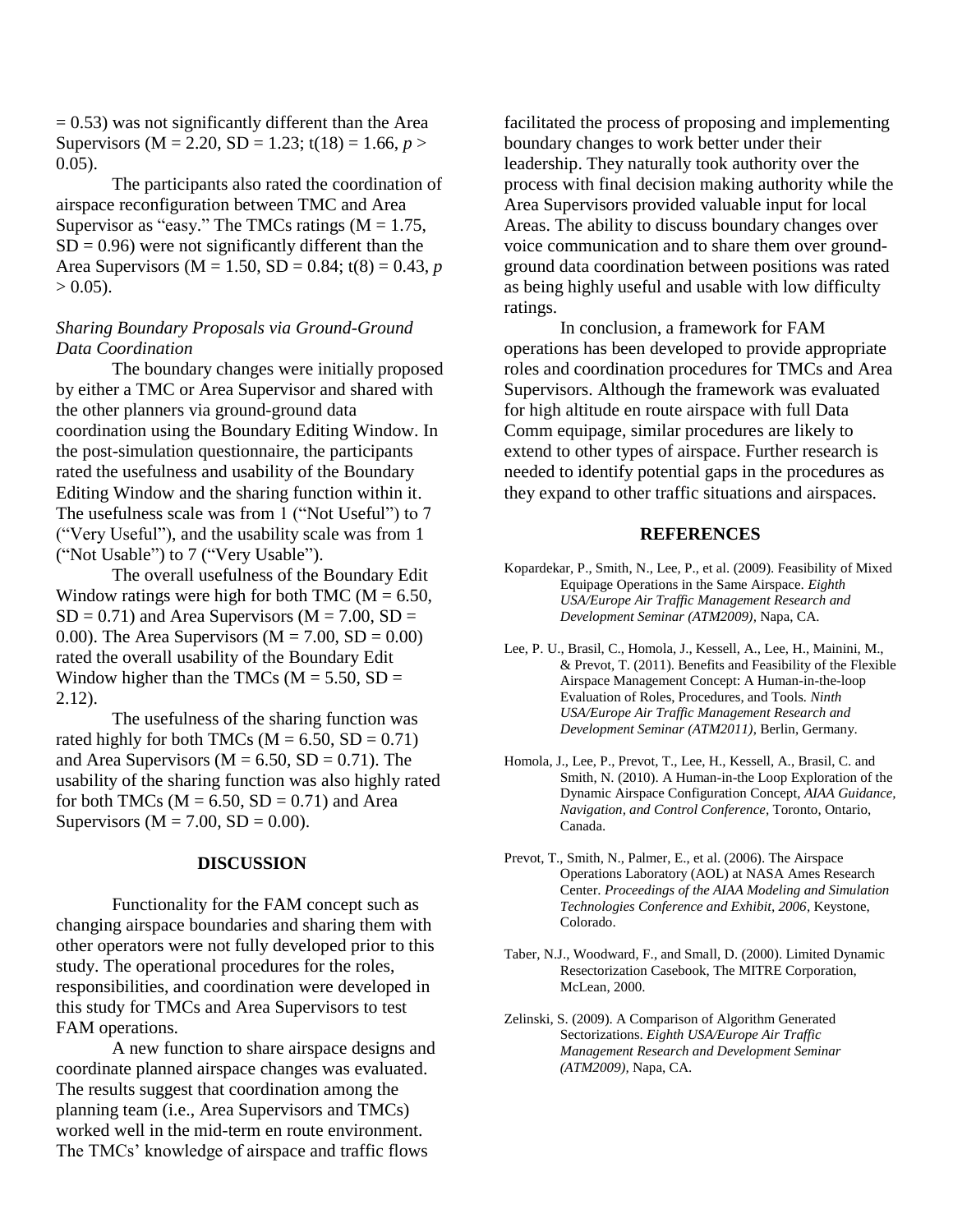= 0.53) was not significantly different than the Area Supervisors (M = 2.20, SD = 1.23; $t(18) = 1.66$, $p > 0.05$).

The participants also rated the coordination of airspace reconfiguration between TMC and Area Supervisor as "easy." The TMCs ratings (M = 1.75, SD = 0.96) were not significantly different than the Area Supervisors (M = 1.50, SD = 0.84; $t(8) = 0.43$, $p > 0.05$).

### *Sharing Boundary Proposals via Ground-Ground Data Coordination*

The boundary changes were initially proposed by either a TMC or Area Supervisor and shared with the other planners via ground-ground data coordination using the Boundary Editing Window. In the post-simulation questionnaire, the participants rated the usefulness and usability of the Boundary Editing Window and the sharing function within it. The usefulness scale was from 1 ("Not Useful") to 7 ("Very Useful"), and the usability scale was from 1 ("Not Usable") to 7 ("Very Usable").

The overall usefulness of the Boundary Edit Window ratings were high for both TMC (M = 6.50, SD = 0.71) and Area Supervisors (M = 7.00, SD = 0.00). The Area Supervisors (M = 7.00, SD = 0.00) rated the overall usability of the Boundary Edit Window higher than the TMCs (M = 5.50, SD = 2.12).

The usefulness of the sharing function was rated highly for both TMCs (M = 6.50, SD = 0.71) and Area Supervisors (M = 6.50, SD = 0.71). The usability of the sharing function was also highly rated for both TMCs (M = 6.50, SD = 0.71) and Area Supervisors (M = 7.00, SD = 0.00).

## DISCUSSION

Functionality for the FAM concept such as changing airspace boundaries and sharing them with other operators were not fully developed prior to this study. The operational procedures for the roles, responsibilities, and coordination were developed in this study for TMCs and Area Supervisors to test FAM operations.

A new function to share airspace designs and coordinate planned airspace changes was evaluated. The results suggest that coordination among the planning team (i.e., Area Supervisors and TMCs) worked well in the mid-term en route environment. The TMCs' knowledge of airspace and traffic flows facilitated the process of proposing and implementing boundary changes to work better under their leadership. They naturally took authority over the process with final decision making authority while the Area Supervisors provided valuable input for local Areas. The ability to discuss boundary changes over voice communication and to share them over ground-ground data coordination between positions was rated as being highly useful and usable with low difficulty ratings.

In conclusion, a framework for FAM operations has been developed to provide appropriate roles and coordination procedures for TMCs and Area Supervisors. Although the framework was evaluated for high altitude en route airspace with full Data Comm equipage, similar procedures are likely to extend to other types of airspace. Further research is needed to identify potential gaps in the procedures as they expand to other traffic situations and airspaces.

## REFERENCES

Kopardekar, P., Smith, N., Lee, P., et al. (2009). Feasibility of Mixed Equipage Operations in the Same Airspace. *Eighth USA/Europe Air Traffic Management Research and Development Seminar (ATM2009)*, Napa, CA.

Lee, P. U., Brasil, C., Homola, J., Kessell, A., Lee, H., Mainini, M., & Prevot, T. (2011). Benefits and Feasibility of the Flexible Airspace Management Concept: A Human-in-the-loop Evaluation of Roles, Procedures, and Tools. *Ninth USA/Europe Air Traffic Management Research and Development Seminar (ATM2011)*, Berlin, Germany.

Homola, J., Lee, P., Prevot, T., Lee, H., Kessell, A., Brasil, C. and Smith, N. (2010). A Human-in-the Loop Exploration of the Dynamic Airspace Configuration Concept, *AIAA Guidance, Navigation, and Control Conference*, Toronto, Ontario, Canada.

Prevot, T., Smith, N., Palmer, E., et al. (2006). The Airspace Operations Laboratory (AOL) at NASA Ames Research Center. *Proceedings of the AIAA Modeling and Simulation Technologies Conference and Exhibit, 2006*, Keystone, Colorado.

Taber, N.J., Woodward, F., and Small, D. (2000). Limited Dynamic Resectorization Casebook, The MITRE Corporation, McLean, 2000.

Zelinski, S. (2009). A Comparison of Algorithm Generated Sectorizations. *Eighth USA/Europe Air Traffic Management Research and Development Seminar (ATM2009)*, Napa, CA.